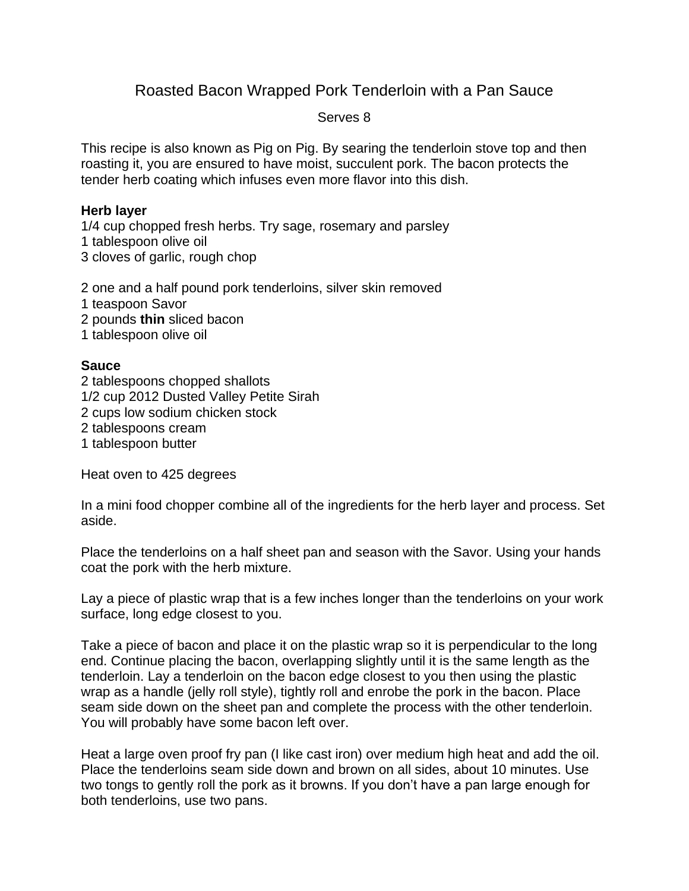# Roasted Bacon Wrapped Pork Tenderloin with a Pan Sauce

Serves 8

This recipe is also known as Pig on Pig. By searing the tenderloin stove top and then roasting it, you are ensured to have moist, succulent pork. The bacon protects the tender herb coating which infuses even more flavor into this dish.

**Herb layer**
1/4 cup chopped fresh herbs. Try sage, rosemary and parsley
1 tablespoon olive oil
3 cloves of garlic, rough chop

2 one and a half pound pork tenderloins, silver skin removed
1 teaspoon Savor
2 pounds **thin** sliced bacon
1 tablespoon olive oil

**Sauce**
2 tablespoons chopped shallots
1/2 cup 2012 Dusted Valley Petite Sirah
2 cups low sodium chicken stock
2 tablespoons cream
1 tablespoon butter

Heat oven to 425 degrees

In a mini food chopper combine all of the ingredients for the herb layer and process. Set aside.

Place the tenderloins on a half sheet pan and season with the Savor. Using your hands coat the pork with the herb mixture.

Lay a piece of plastic wrap that is a few inches longer than the tenderloins on your work surface, long edge closest to you.

Take a piece of bacon and place it on the plastic wrap so it is perpendicular to the long end. Continue placing the bacon, overlapping slightly until it is the same length as the tenderloin. Lay a tenderloin on the bacon edge closest to you then using the plastic wrap as a handle (jelly roll style), tightly roll and enrobe the pork in the bacon. Place seam side down on the sheet pan and complete the process with the other tenderloin. You will probably have some bacon left over.

Heat a large oven proof fry pan (I like cast iron) over medium high heat and add the oil. Place the tenderloins seam side down and brown on all sides, about 10 minutes. Use two tongs to gently roll the pork as it browns. If you don't have a pan large enough for both tenderloins, use two pans.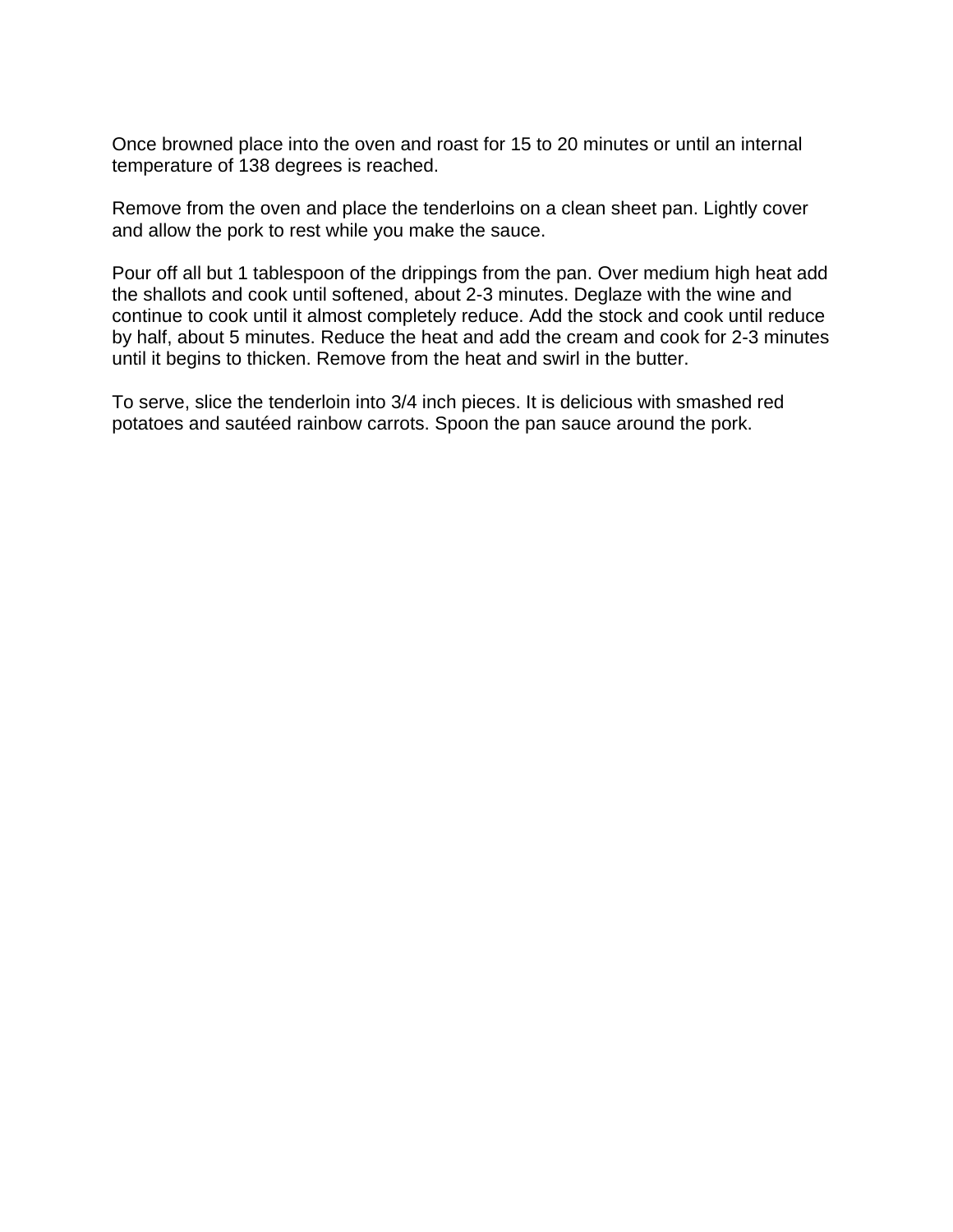Once browned place into the oven and roast for 15 to 20 minutes or until an internal temperature of 138 degrees is reached.

Remove from the oven and place the tenderloins on a clean sheet pan. Lightly cover and allow the pork to rest while you make the sauce.

Pour off all but 1 tablespoon of the drippings from the pan. Over medium high heat add the shallots and cook until softened, about 2-3 minutes. Deglaze with the wine and continue to cook until it almost completely reduce. Add the stock and cook until reduce by half, about 5 minutes. Reduce the heat and add the cream and cook for 2-3 minutes until it begins to thicken. Remove from the heat and swirl in the butter.

To serve, slice the tenderloin into 3/4 inch pieces. It is delicious with smashed red potatoes and sautéed rainbow carrots. Spoon the pan sauce around the pork.